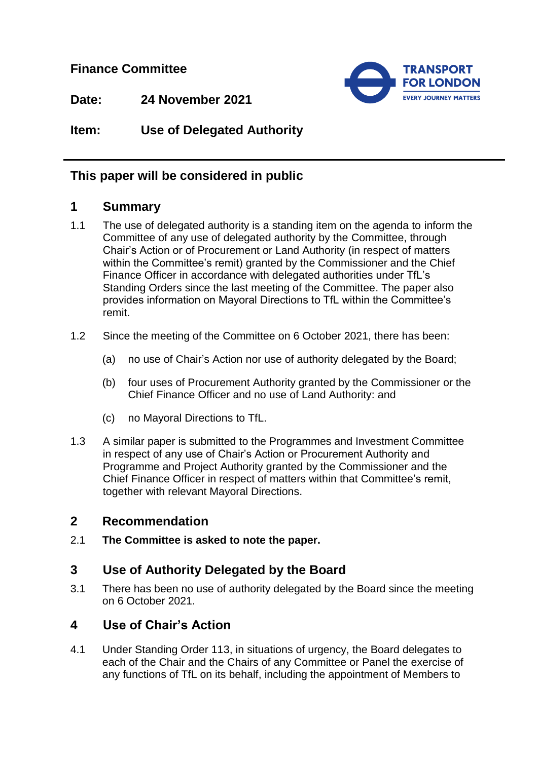**Finance Committee**

**Date:** 24 November 2021

**Item:** Use of Delegated Authority

---

## This paper will be considered in public

## 1 Summary

1.1 The use of delegated authority is a standing item on the agenda to inform the Committee of any use of delegated authority by the Committee, through Chair's Action or of Procurement or Land Authority (in respect of matters within the Committee's remit) granted by the Commissioner and the Chief Finance Officer in accordance with delegated authorities under TfL's Standing Orders since the last meeting of the Committee. The paper also provides information on Mayoral Directions to TfL within the Committee's remit.

1.2 Since the meeting of the Committee on 6 October 2021, there has been:

(a) no use of Chair's Action nor use of authority delegated by the Board;

(b) four uses of Procurement Authority granted by the Commissioner or the Chief Finance Officer and no use of Land Authority: and

(c) no Mayoral Directions to TfL.

1.3 A similar paper is submitted to the Programmes and Investment Committee in respect of any use of Chair's Action or Procurement Authority and Programme and Project Authority granted by the Commissioner and the Chief Finance Officer in respect of matters within that Committee's remit, together with relevant Mayoral Directions.

## 2 Recommendation

2.1 **The Committee is asked to note the paper.**

## 3 Use of Authority Delegated by the Board

3.1 There has been no use of authority delegated by the Board since the meeting on 6 October 2021.

## 4 Use of Chair's Action

4.1 Under Standing Order 113, in situations of urgency, the Board delegates to each of the Chair and the Chairs of any Committee or Panel the exercise of any functions of TfL on its behalf, including the appointment of Members to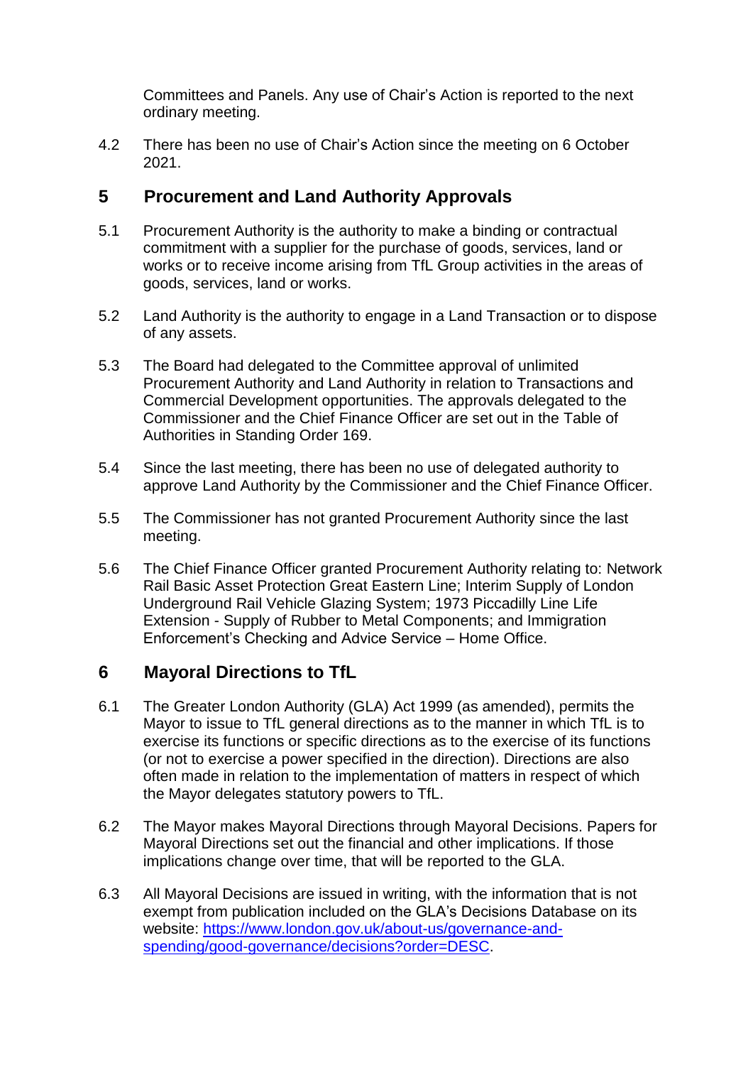Committees and Panels. Any use of Chair's Action is reported to the next ordinary meeting.

4.2 There has been no use of Chair's Action since the meeting on 6 October 2021.

## 5 Procurement and Land Authority Approvals

5.1 Procurement Authority is the authority to make a binding or contractual commitment with a supplier for the purchase of goods, services, land or works or to receive income arising from TfL Group activities in the areas of goods, services, land or works.

5.2 Land Authority is the authority to engage in a Land Transaction or to dispose of any assets.

5.3 The Board had delegated to the Committee approval of unlimited Procurement Authority and Land Authority in relation to Transactions and Commercial Development opportunities. The approvals delegated to the Commissioner and the Chief Finance Officer are set out in the Table of Authorities in Standing Order 169.

5.4 Since the last meeting, there has been no use of delegated authority to approve Land Authority by the Commissioner and the Chief Finance Officer.

5.5 The Commissioner has not granted Procurement Authority since the last meeting.

5.6 The Chief Finance Officer granted Procurement Authority relating to: Network Rail Basic Asset Protection Great Eastern Line; Interim Supply of London Underground Rail Vehicle Glazing System; 1973 Piccadilly Line Life Extension - Supply of Rubber to Metal Components; and Immigration Enforcement's Checking and Advice Service – Home Office.

## 6 Mayoral Directions to TfL

6.1 The Greater London Authority (GLA) Act 1999 (as amended), permits the Mayor to issue to TfL general directions as to the manner in which TfL is to exercise its functions or specific directions as to the exercise of its functions (or not to exercise a power specified in the direction). Directions are also often made in relation to the implementation of matters in respect of which the Mayor delegates statutory powers to TfL.

6.2 The Mayor makes Mayoral Directions through Mayoral Decisions. Papers for Mayoral Directions set out the financial and other implications. If those implications change over time, that will be reported to the GLA.

6.3 All Mayoral Decisions are issued in writing, with the information that is not exempt from publication included on the GLA's Decisions Database on its website: [https://www.london.gov.uk/about-us/governance-and-spending/good-governance/decisions?order=DESC](https://www.london.gov.uk/about-us/governance-and-spending/good-governance/decisions?order=DESC).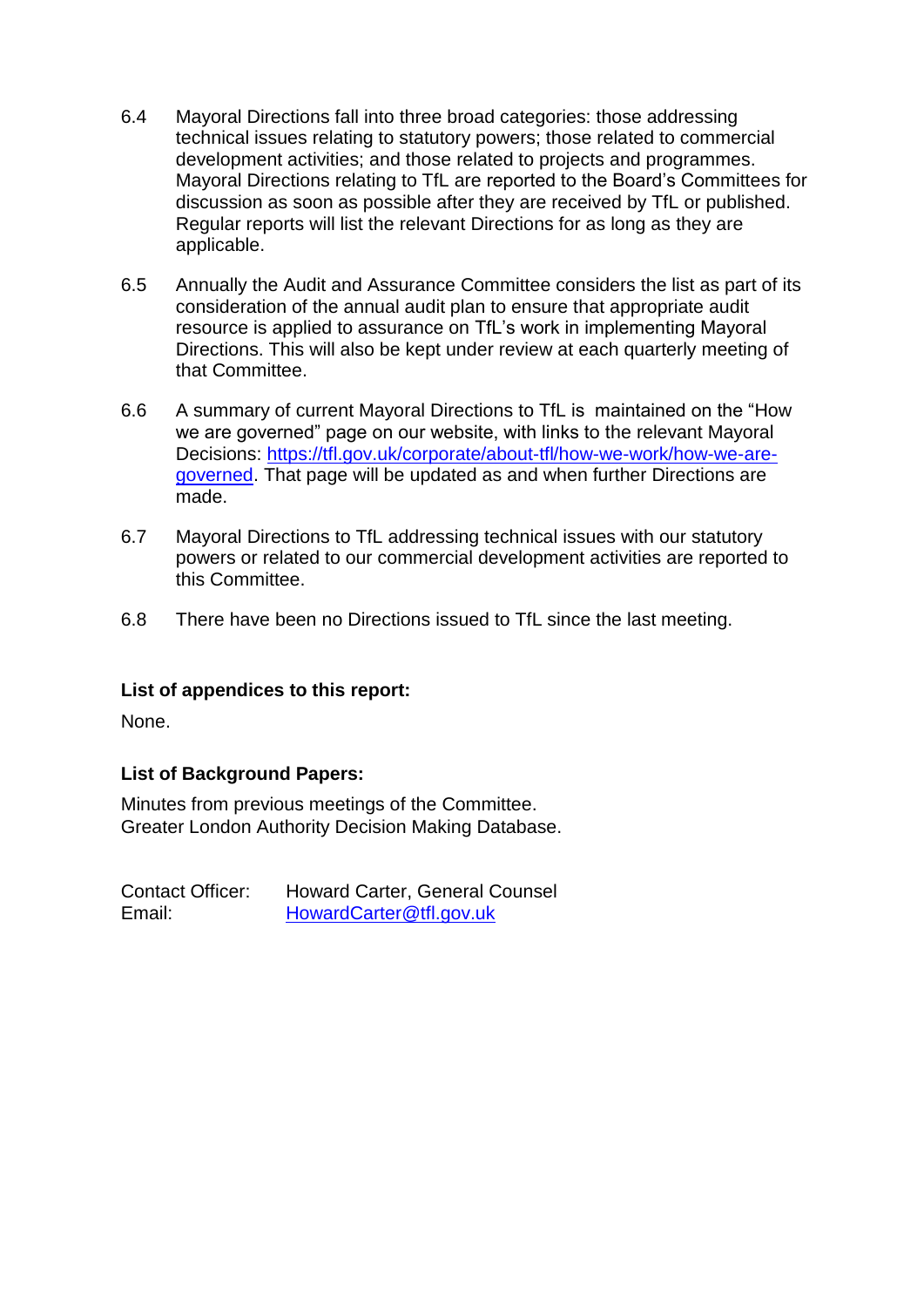6.4 Mayoral Directions fall into three broad categories: those addressing technical issues relating to statutory powers; those related to commercial development activities; and those related to projects and programmes. Mayoral Directions relating to TfL are reported to the Board's Committees for discussion as soon as possible after they are received by TfL or published. Regular reports will list the relevant Directions for as long as they are applicable.

6.5 Annually the Audit and Assurance Committee considers the list as part of its consideration of the annual audit plan to ensure that appropriate audit resource is applied to assurance on TfL's work in implementing Mayoral Directions. This will also be kept under review at each quarterly meeting of that Committee.

6.6 A summary of current Mayoral Directions to TfL is maintained on the "How we are governed" page on our website, with links to the relevant Mayoral Decisions: [https://tfl.gov.uk/corporate/about-tfl/how-we-work/how-we-are-governed](https://tfl.gov.uk/corporate/about-tfl/how-we-work/how-we-are-governed). That page will be updated as and when further Directions are made.

6.7 Mayoral Directions to TfL addressing technical issues with our statutory powers or related to our commercial development activities are reported to this Committee.

6.8 There have been no Directions issued to TfL since the last meeting.

**List of appendices to this report:**

None.

**List of Background Papers:**

Minutes from previous meetings of the Committee.
Greater London Authority Decision Making Database.

Contact Officer: Howard Carter, General Counsel
Email: [HowardCarter@tfl.gov.uk](mailto:HowardCarter@tfl.gov.uk)